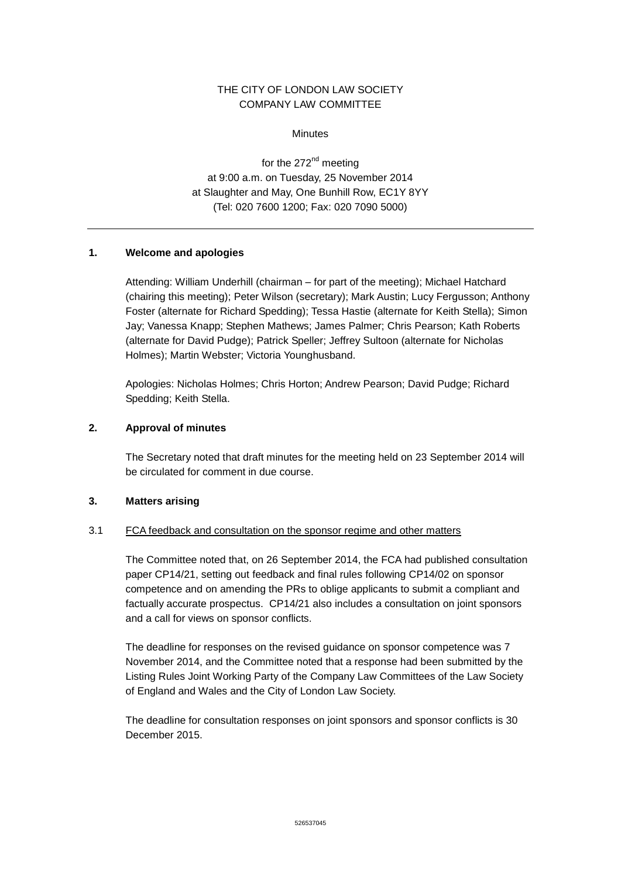THE CITY OF LONDON LAW SOCIETY
COMPANY LAW COMMITTEE

Minutes

for the 272nd meeting
at 9:00 a.m. on Tuesday, 25 November 2014
at Slaughter and May, One Bunhill Row, EC1Y 8YY
(Tel: 020 7600 1200; Fax: 020 7090 5000)

---

## 1. Welcome and apologies

Attending: William Underhill (chairman – for part of the meeting); Michael Hatchard (chairing this meeting); Peter Wilson (secretary); Mark Austin; Lucy Fergusson; Anthony Foster (alternate for Richard Spedding); Tessa Hastie (alternate for Keith Stella); Simon Jay; Vanessa Knapp; Stephen Mathews; James Palmer; Chris Pearson; Kath Roberts (alternate for David Pudge); Patrick Speller; Jeffrey Sultoon (alternate for Nicholas Holmes); Martin Webster; Victoria Younghusband.

Apologies: Nicholas Holmes; Chris Horton; Andrew Pearson; David Pudge; Richard Spedding; Keith Stella.

## 2. Approval of minutes

The Secretary noted that draft minutes for the meeting held on 23 September 2014 will be circulated for comment in due course.

## 3. Matters arising

### 3.1 FCA feedback and consultation on the sponsor regime and other matters

The Committee noted that, on 26 September 2014, the FCA had published consultation paper CP14/21, setting out feedback and final rules following CP14/02 on sponsor competence and on amending the PRs to oblige applicants to submit a compliant and factually accurate prospectus. CP14/21 also includes a consultation on joint sponsors and a call for views on sponsor conflicts.

The deadline for responses on the revised guidance on sponsor competence was 7 November 2014, and the Committee noted that a response had been submitted by the Listing Rules Joint Working Party of the Company Law Committees of the Law Society of England and Wales and the City of London Law Society.

The deadline for consultation responses on joint sponsors and sponsor conflicts is 30 December 2015.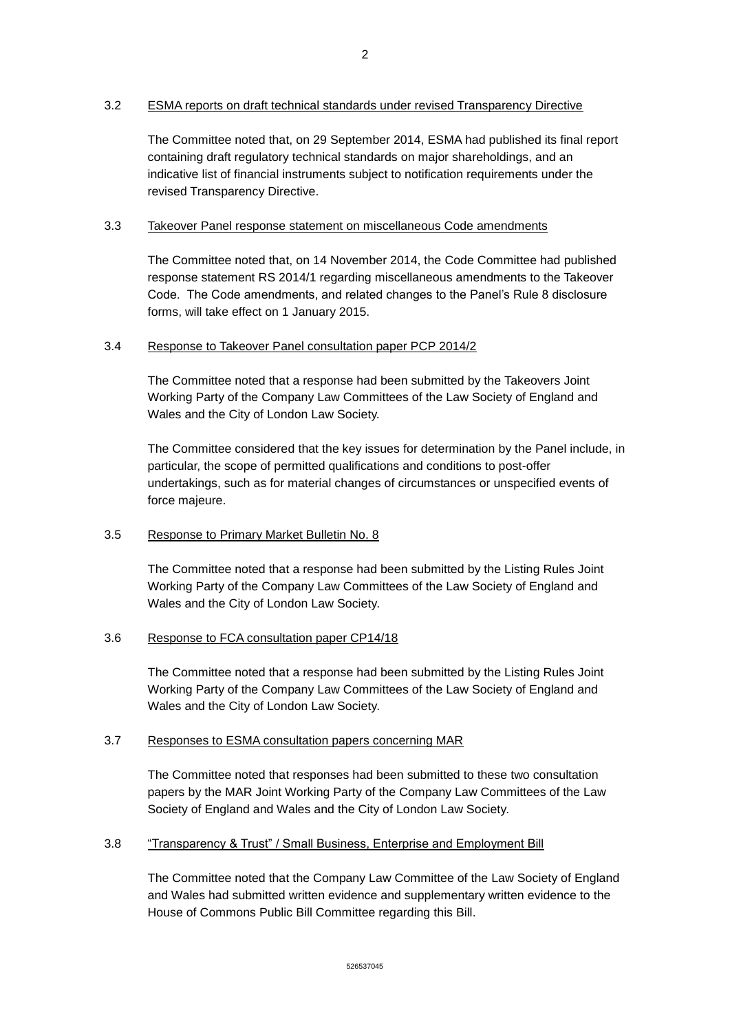### 3.2 ESMA reports on draft technical standards under revised Transparency Directive

The Committee noted that, on 29 September 2014, ESMA had published its final report containing draft regulatory technical standards on major shareholdings, and an indicative list of financial instruments subject to notification requirements under the revised Transparency Directive.

### 3.3 Takeover Panel response statement on miscellaneous Code amendments

The Committee noted that, on 14 November 2014, the Code Committee had published response statement RS 2014/1 regarding miscellaneous amendments to the Takeover Code. The Code amendments, and related changes to the Panel's Rule 8 disclosure forms, will take effect on 1 January 2015.

### 3.4 Response to Takeover Panel consultation paper PCP 2014/2

The Committee noted that a response had been submitted by the Takeovers Joint Working Party of the Company Law Committees of the Law Society of England and Wales and the City of London Law Society.

The Committee considered that the key issues for determination by the Panel include, in particular, the scope of permitted qualifications and conditions to post-offer undertakings, such as for material changes of circumstances or unspecified events of force majeure.

### 3.5 Response to Primary Market Bulletin No. 8

The Committee noted that a response had been submitted by the Listing Rules Joint Working Party of the Company Law Committees of the Law Society of England and Wales and the City of London Law Society.

### 3.6 Response to FCA consultation paper CP14/18

The Committee noted that a response had been submitted by the Listing Rules Joint Working Party of the Company Law Committees of the Law Society of England and Wales and the City of London Law Society.

### 3.7 Responses to ESMA consultation papers concerning MAR

The Committee noted that responses had been submitted to these two consultation papers by the MAR Joint Working Party of the Company Law Committees of the Law Society of England and Wales and the City of London Law Society.

### 3.8 "Transparency & Trust" / Small Business, Enterprise and Employment Bill

The Committee noted that the Company Law Committee of the Law Society of England and Wales had submitted written evidence and supplementary written evidence to the House of Commons Public Bill Committee regarding this Bill.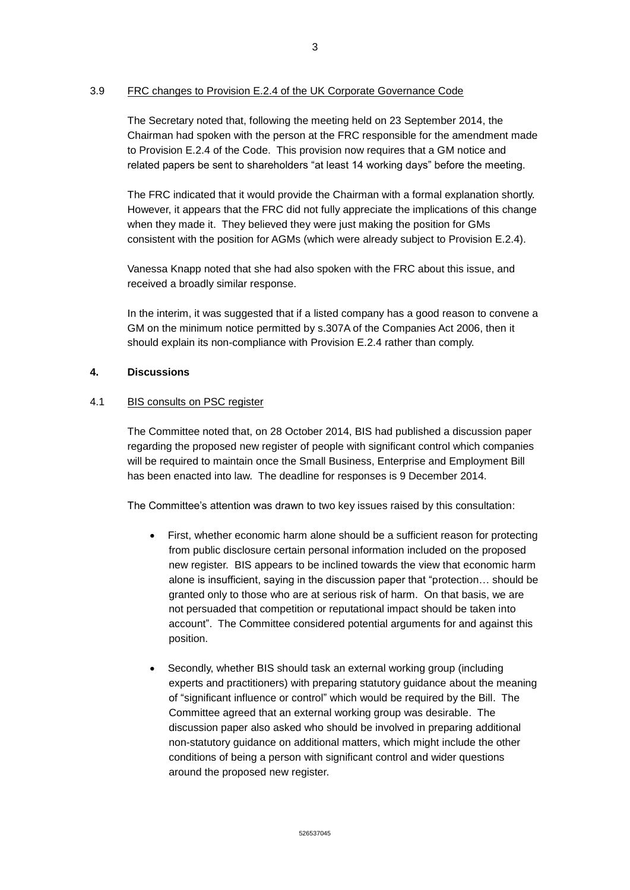3.9 FRC changes to Provision E.2.4 of the UK Corporate Governance Code

The Secretary noted that, following the meeting held on 23 September 2014, the Chairman had spoken with the person at the FRC responsible for the amendment made to Provision E.2.4 of the Code. This provision now requires that a GM notice and related papers be sent to shareholders "at least 14 working days" before the meeting.

The FRC indicated that it would provide the Chairman with a formal explanation shortly. However, it appears that the FRC did not fully appreciate the implications of this change when they made it. They believed they were just making the position for GMs consistent with the position for AGMs (which were already subject to Provision E.2.4).

Vanessa Knapp noted that she had also spoken with the FRC about this issue, and received a broadly similar response.

In the interim, it was suggested that if a listed company has a good reason to convene a GM on the minimum notice permitted by s.307A of the Companies Act 2006, then it should explain its non-compliance with Provision E.2.4 rather than comply.

## 4. Discussions

4.1 BIS consults on PSC register

The Committee noted that, on 28 October 2014, BIS had published a discussion paper regarding the proposed new register of people with significant control which companies will be required to maintain once the Small Business, Enterprise and Employment Bill has been enacted into law. The deadline for responses is 9 December 2014.

The Committee's attention was drawn to two key issues raised by this consultation:

- First, whether economic harm alone should be a sufficient reason for protecting from public disclosure certain personal information included on the proposed new register. BIS appears to be inclined towards the view that economic harm alone is insufficient, saying in the discussion paper that "protection… should be granted only to those who are at serious risk of harm. On that basis, we are not persuaded that competition or reputational impact should be taken into account". The Committee considered potential arguments for and against this position.

- Secondly, whether BIS should task an external working group (including experts and practitioners) with preparing statutory guidance about the meaning of "significant influence or control" which would be required by the Bill. The Committee agreed that an external working group was desirable. The discussion paper also asked who should be involved in preparing additional non-statutory guidance on additional matters, which might include the other conditions of being a person with significant control and wider questions around the proposed new register.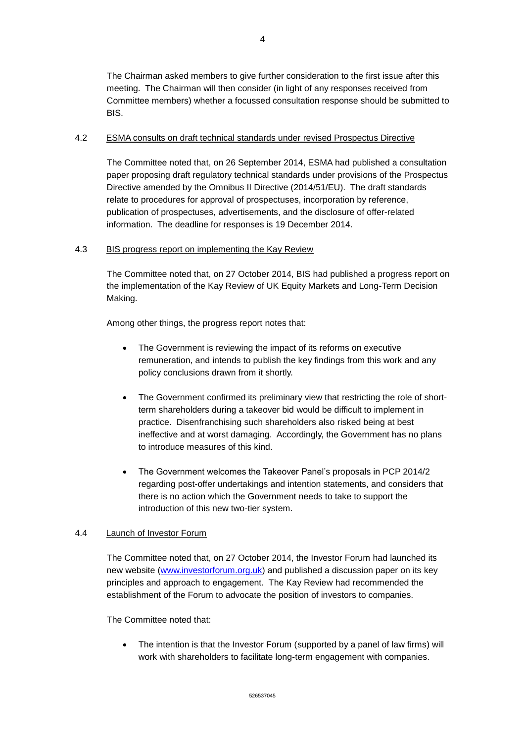The Chairman asked members to give further consideration to the first issue after this meeting. The Chairman will then consider (in light of any responses received from Committee members) whether a focussed consultation response should be submitted to BIS.

4.2 ESMA consults on draft technical standards under revised Prospectus Directive

The Committee noted that, on 26 September 2014, ESMA had published a consultation paper proposing draft regulatory technical standards under provisions of the Prospectus Directive amended by the Omnibus II Directive (2014/51/EU). The draft standards relate to procedures for approval of prospectuses, incorporation by reference, publication of prospectuses, advertisements, and the disclosure of offer-related information. The deadline for responses is 19 December 2014.

4.3 BIS progress report on implementing the Kay Review

The Committee noted that, on 27 October 2014, BIS had published a progress report on the implementation of the Kay Review of UK Equity Markets and Long-Term Decision Making.

Among other things, the progress report notes that:

- The Government is reviewing the impact of its reforms on executive remuneration, and intends to publish the key findings from this work and any policy conclusions drawn from it shortly.
- The Government confirmed its preliminary view that restricting the role of short-term shareholders during a takeover bid would be difficult to implement in practice. Disenfranchising such shareholders also risked being at best ineffective and at worst damaging. Accordingly, the Government has no plans to introduce measures of this kind.
- The Government welcomes the Takeover Panel's proposals in PCP 2014/2 regarding post-offer undertakings and intention statements, and considers that there is no action which the Government needs to take to support the introduction of this new two-tier system.

4.4 Launch of Investor Forum

The Committee noted that, on 27 October 2014, the Investor Forum had launched its new website (www.investorforum.org.uk) and published a discussion paper on its key principles and approach to engagement. The Kay Review had recommended the establishment of the Forum to advocate the position of investors to companies.

The Committee noted that:

- The intention is that the Investor Forum (supported by a panel of law firms) will work with shareholders to facilitate long-term engagement with companies.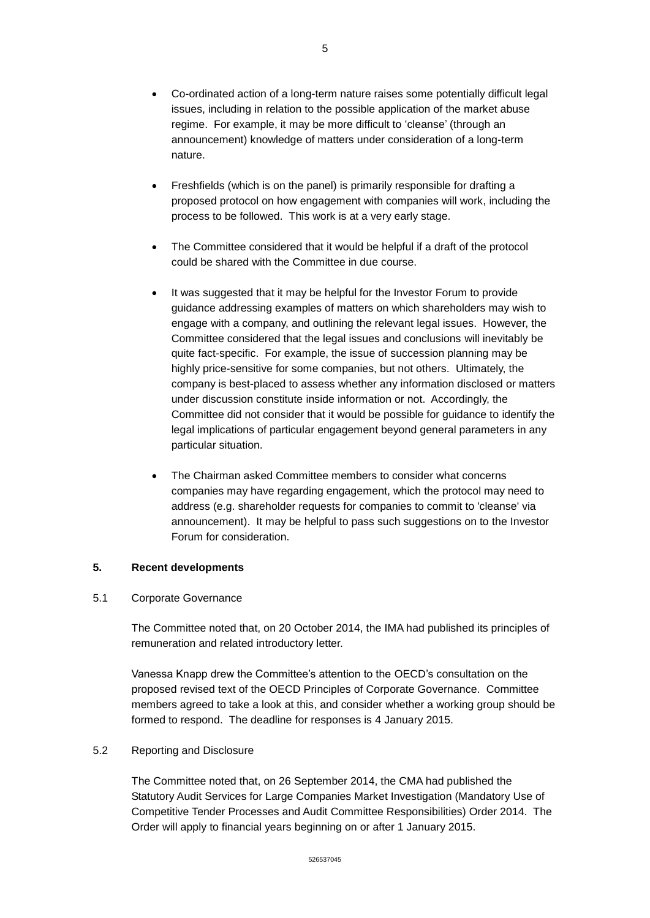- Co-ordinated action of a long-term nature raises some potentially difficult legal issues, including in relation to the possible application of the market abuse regime. For example, it may be more difficult to 'cleanse' (through an announcement) knowledge of matters under consideration of a long-term nature.

- Freshfields (which is on the panel) is primarily responsible for drafting a proposed protocol on how engagement with companies will work, including the process to be followed. This work is at a very early stage.

- The Committee considered that it would be helpful if a draft of the protocol could be shared with the Committee in due course.

- It was suggested that it may be helpful for the Investor Forum to provide guidance addressing examples of matters on which shareholders may wish to engage with a company, and outlining the relevant legal issues. However, the Committee considered that the legal issues and conclusions will inevitably be quite fact-specific. For example, the issue of succession planning may be highly price-sensitive for some companies, but not others. Ultimately, the company is best-placed to assess whether any information disclosed or matters under discussion constitute inside information or not. Accordingly, the Committee did not consider that it would be possible for guidance to identify the legal implications of particular engagement beyond general parameters in any particular situation.

- The Chairman asked Committee members to consider what concerns companies may have regarding engagement, which the protocol may need to address (e.g. shareholder requests for companies to commit to 'cleanse' via announcement). It may be helpful to pass such suggestions on to the Investor Forum for consideration.

## 5. Recent developments

### 5.1 Corporate Governance

The Committee noted that, on 20 October 2014, the IMA had published its principles of remuneration and related introductory letter.

Vanessa Knapp drew the Committee's attention to the OECD's consultation on the proposed revised text of the OECD Principles of Corporate Governance. Committee members agreed to take a look at this, and consider whether a working group should be formed to respond. The deadline for responses is 4 January 2015.

### 5.2 Reporting and Disclosure

The Committee noted that, on 26 September 2014, the CMA had published the Statutory Audit Services for Large Companies Market Investigation (Mandatory Use of Competitive Tender Processes and Audit Committee Responsibilities) Order 2014. The Order will apply to financial years beginning on or after 1 January 2015.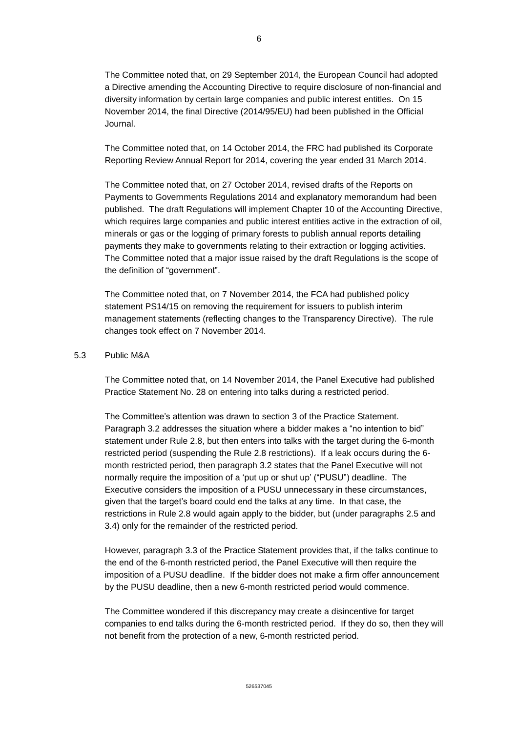The Committee noted that, on 29 September 2014, the European Council had adopted a Directive amending the Accounting Directive to require disclosure of non-financial and diversity information by certain large companies and public interest entitles. On 15 November 2014, the final Directive (2014/95/EU) had been published in the Official Journal.

The Committee noted that, on 14 October 2014, the FRC had published its Corporate Reporting Review Annual Report for 2014, covering the year ended 31 March 2014.

The Committee noted that, on 27 October 2014, revised drafts of the Reports on Payments to Governments Regulations 2014 and explanatory memorandum had been published. The draft Regulations will implement Chapter 10 of the Accounting Directive, which requires large companies and public interest entities active in the extraction of oil, minerals or gas or the logging of primary forests to publish annual reports detailing payments they make to governments relating to their extraction or logging activities. The Committee noted that a major issue raised by the draft Regulations is the scope of the definition of "government".

The Committee noted that, on 7 November 2014, the FCA had published policy statement PS14/15 on removing the requirement for issuers to publish interim management statements (reflecting changes to the Transparency Directive). The rule changes took effect on 7 November 2014.

5.3 Public M&A

The Committee noted that, on 14 November 2014, the Panel Executive had published Practice Statement No. 28 on entering into talks during a restricted period.

The Committee's attention was drawn to section 3 of the Practice Statement. Paragraph 3.2 addresses the situation where a bidder makes a "no intention to bid" statement under Rule 2.8, but then enters into talks with the target during the 6-month restricted period (suspending the Rule 2.8 restrictions). If a leak occurs during the 6-month restricted period, then paragraph 3.2 states that the Panel Executive will not normally require the imposition of a 'put up or shut up' ("PUSU") deadline. The Executive considers the imposition of a PUSU unnecessary in these circumstances, given that the target's board could end the talks at any time. In that case, the restrictions in Rule 2.8 would again apply to the bidder, but (under paragraphs 2.5 and 3.4) only for the remainder of the restricted period.

However, paragraph 3.3 of the Practice Statement provides that, if the talks continue to the end of the 6-month restricted period, the Panel Executive will then require the imposition of a PUSU deadline. If the bidder does not make a firm offer announcement by the PUSU deadline, then a new 6-month restricted period would commence.

The Committee wondered if this discrepancy may create a disincentive for target companies to end talks during the 6-month restricted period. If they do so, then they will not benefit from the protection of a new, 6-month restricted period.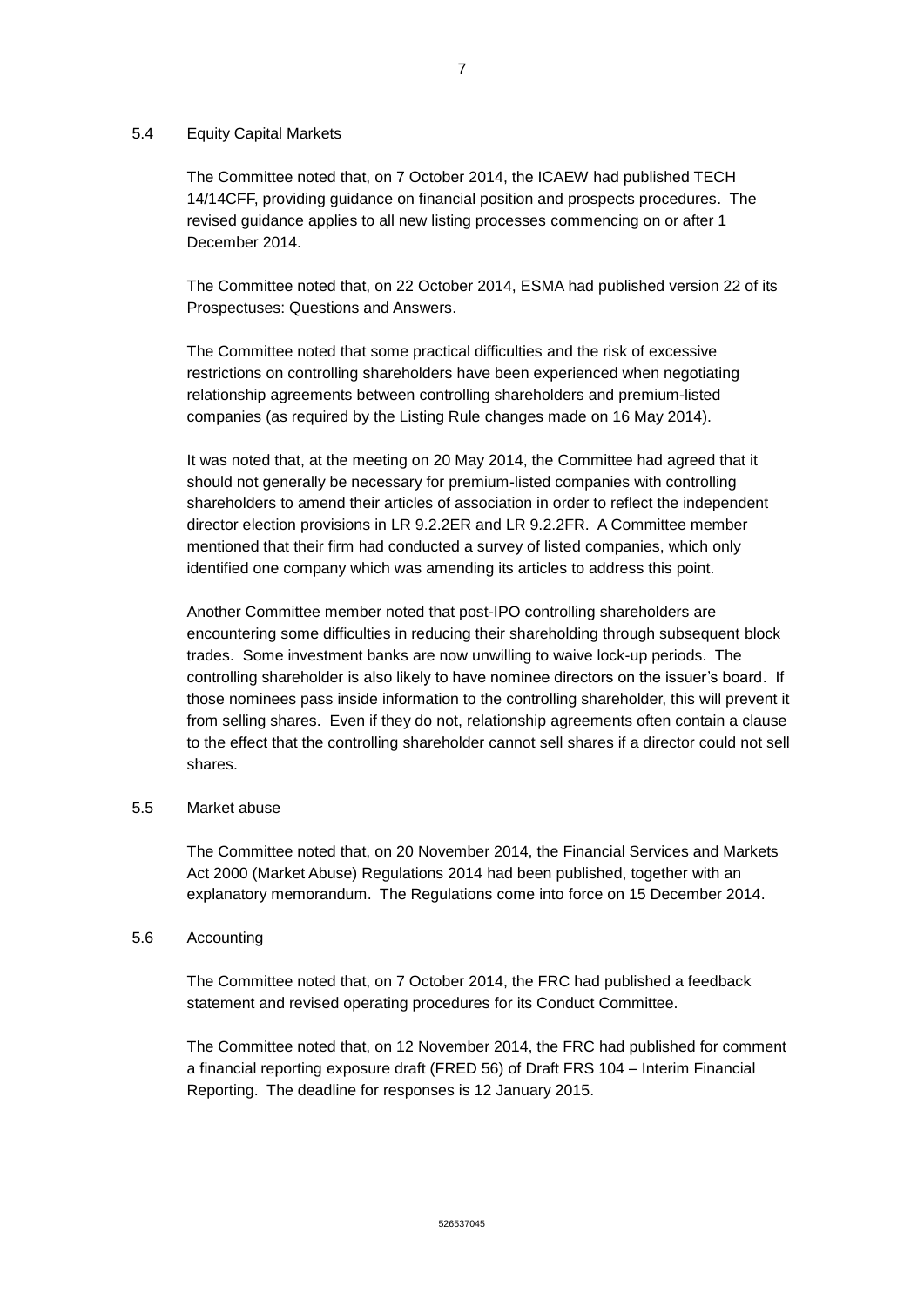### 5.4 Equity Capital Markets

The Committee noted that, on 7 October 2014, the ICAEW had published TECH 14/14CFF, providing guidance on financial position and prospects procedures. The revised guidance applies to all new listing processes commencing on or after 1 December 2014.

The Committee noted that, on 22 October 2014, ESMA had published version 22 of its Prospectuses: Questions and Answers.

The Committee noted that some practical difficulties and the risk of excessive restrictions on controlling shareholders have been experienced when negotiating relationship agreements between controlling shareholders and premium-listed companies (as required by the Listing Rule changes made on 16 May 2014).

It was noted that, at the meeting on 20 May 2014, the Committee had agreed that it should not generally be necessary for premium-listed companies with controlling shareholders to amend their articles of association in order to reflect the independent director election provisions in LR 9.2.2ER and LR 9.2.2FR. A Committee member mentioned that their firm had conducted a survey of listed companies, which only identified one company which was amending its articles to address this point.

Another Committee member noted that post-IPO controlling shareholders are encountering some difficulties in reducing their shareholding through subsequent block trades. Some investment banks are now unwilling to waive lock-up periods. The controlling shareholder is also likely to have nominee directors on the issuer's board. If those nominees pass inside information to the controlling shareholder, this will prevent it from selling shares. Even if they do not, relationship agreements often contain a clause to the effect that the controlling shareholder cannot sell shares if a director could not sell shares.

### 5.5 Market abuse

The Committee noted that, on 20 November 2014, the Financial Services and Markets Act 2000 (Market Abuse) Regulations 2014 had been published, together with an explanatory memorandum. The Regulations come into force on 15 December 2014.

### 5.6 Accounting

The Committee noted that, on 7 October 2014, the FRC had published a feedback statement and revised operating procedures for its Conduct Committee.

The Committee noted that, on 12 November 2014, the FRC had published for comment a financial reporting exposure draft (FRED 56) of Draft FRS 104 – Interim Financial Reporting. The deadline for responses is 12 January 2015.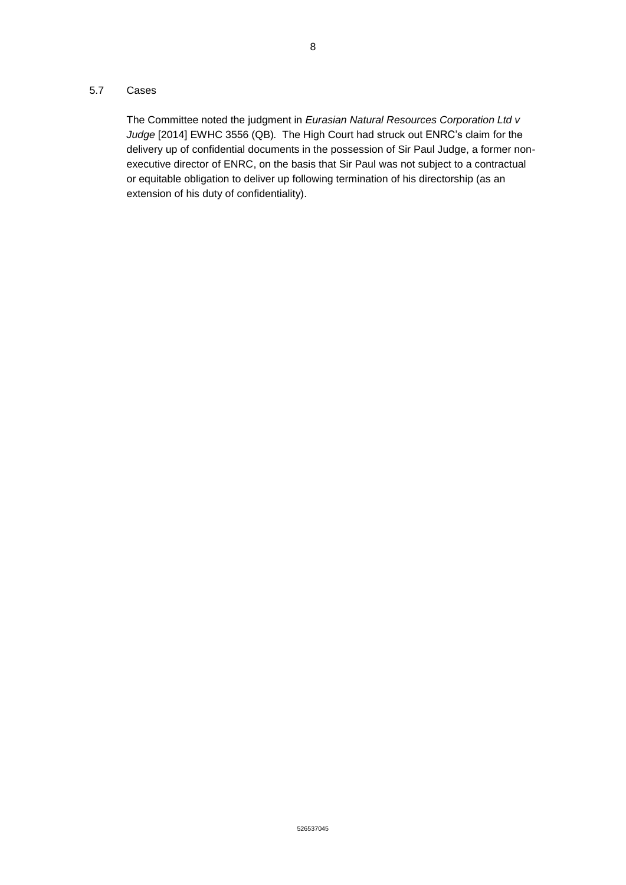## 5.7 Cases

The Committee noted the judgment in *Eurasian Natural Resources Corporation Ltd v Judge* [2014] EWHC 3556 (QB). The High Court had struck out ENRC's claim for the delivery up of confidential documents in the possession of Sir Paul Judge, a former non-executive director of ENRC, on the basis that Sir Paul was not subject to a contractual or equitable obligation to deliver up following termination of his directorship (as an extension of his duty of confidentiality).